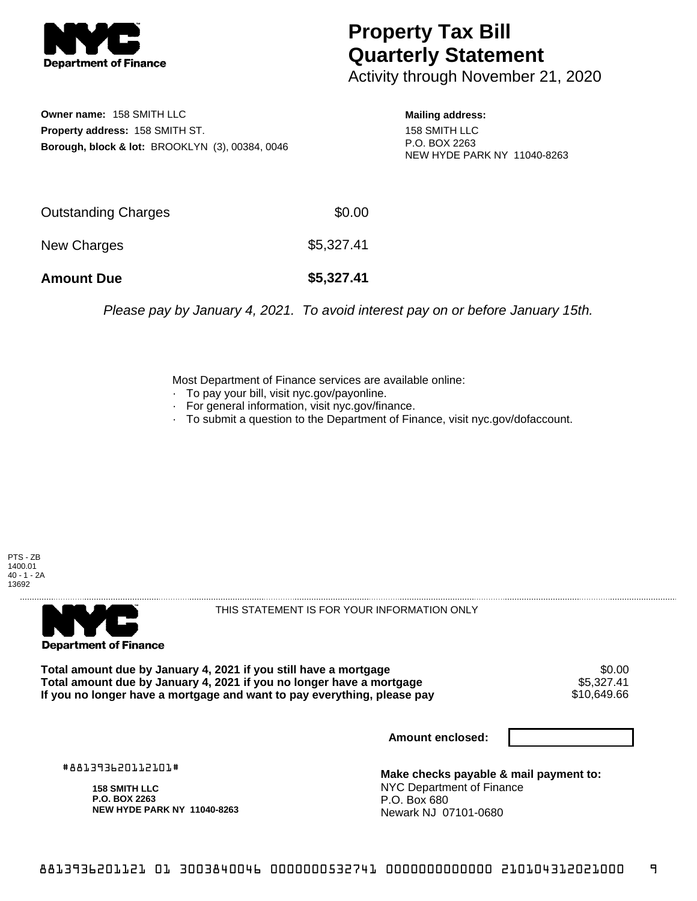**NYC Department of Finance**

# Property Tax Bill Quarterly Statement

Activity through November 21, 2020

**Owner name:** 158 SMITH LLC
**Property address:** 158 SMITH ST.
**Borough, block & lot:** BROOKLYN (3), 00384, 0046

**Mailing address:**
158 SMITH LLC
P.O. BOX 2263
NEW HYDE PARK NY 11040-8263

| | |
|---|---|
| Outstanding Charges | $0.00 |
| New Charges | $5,327.41 |
| **Amount Due** | **$5,327.41** |

*Please pay by January 4, 2021. To avoid interest pay on or before January 15th.*

Most Department of Finance services are available online:
- To pay your bill, visit nyc.gov/payonline.
- For general information, visit nyc.gov/finance.
- To submit a question to the Department of Finance, visit nyc.gov/dofaccount.

PTS - ZB
1400.01
40 - 1 - 2A
13692

**NYC Department of Finance**

THIS STATEMENT IS FOR YOUR INFORMATION ONLY

| | |
|---|---|
| **Total amount due by January 4, 2021 if you still have a mortgage** | $0.00 |
| **Total amount due by January 4, 2021 if you no longer have a mortgage** | $5,327.41 |
| **If you no longer have a mortgage and want to pay everything, please pay** | $10,649.66 |

**Amount enclosed:**

#881393620112101#

**158 SMITH LLC**
**P.O. BOX 2263**
**NEW HYDE PARK NY 11040-8263**

**Make checks payable & mail payment to:**
NYC Department of Finance
P.O. Box 680
Newark NJ 07101-0680

8813936201121 01 3003840046 0000000532741 0000000000000 210104312021000 9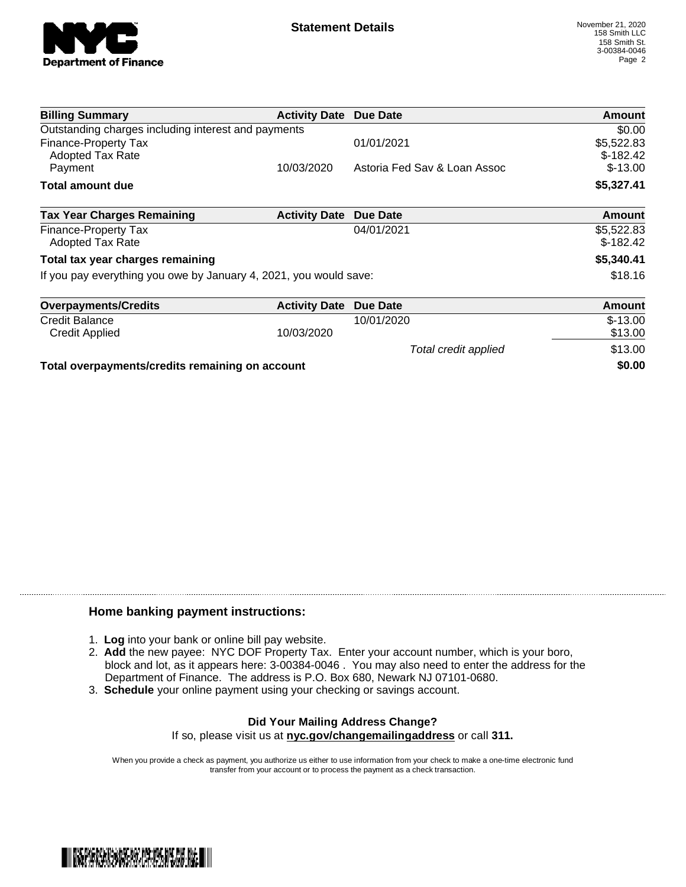# Statement Details

November 21, 2020
158 Smith LLC
158 Smith St.
3-00384-0046

| Billing Summary | Activity Date | Due Date | Amount |
|---|---|---|---|
| Outstanding charges including interest and payments | | | $0.00 |
| Finance-Property Tax | | 01/01/2021 | $5,522.83 |
| Adopted Tax Rate | | | $-182.42 |
| Payment | 10/03/2020 | Astoria Fed Sav & Loan Assoc | $-13.00 |
| **Total amount due** | | | **$5,327.41** |

| Tax Year Charges Remaining | Activity Date | Due Date | Amount |
|---|---|---|---|
| Finance-Property Tax | | 04/01/2021 | $5,522.83 |
| Adopted Tax Rate | | | $-182.42 |
| **Total tax year charges remaining** | | | **$5,340.41** |
| If you pay everything you owe by January 4, 2021, you would save: | | | $18.16 |

| Overpayments/Credits | Activity Date | Due Date | Amount |
|---|---|---|---|
| Credit Balance | | 10/01/2020 | $-13.00 |
| Credit Applied | 10/03/2020 | | $13.00 |
| | | *Total credit applied* | $13.00 |
| **Total overpayments/credits remaining on account** | | | **$0.00** |

### Home banking payment instructions:

1. **Log** into your bank or online bill pay website.
2. **Add** the new payee: NYC DOF Property Tax. Enter your account number, which is your boro, block and lot, as it appears here: 3-00384-0046 . You may also need to enter the address for the Department of Finance. The address is P.O. Box 680, Newark NJ 07101-0680.
3. **Schedule** your online payment using your checking or savings account.

**Did Your Mailing Address Change?**
If so, please visit us at **nyc.gov/changemailingaddress** or call **311.**

When you provide a check as payment, you authorize us either to use information from your check to make a one-time electronic fund transfer from your account or to process the payment as a check transaction.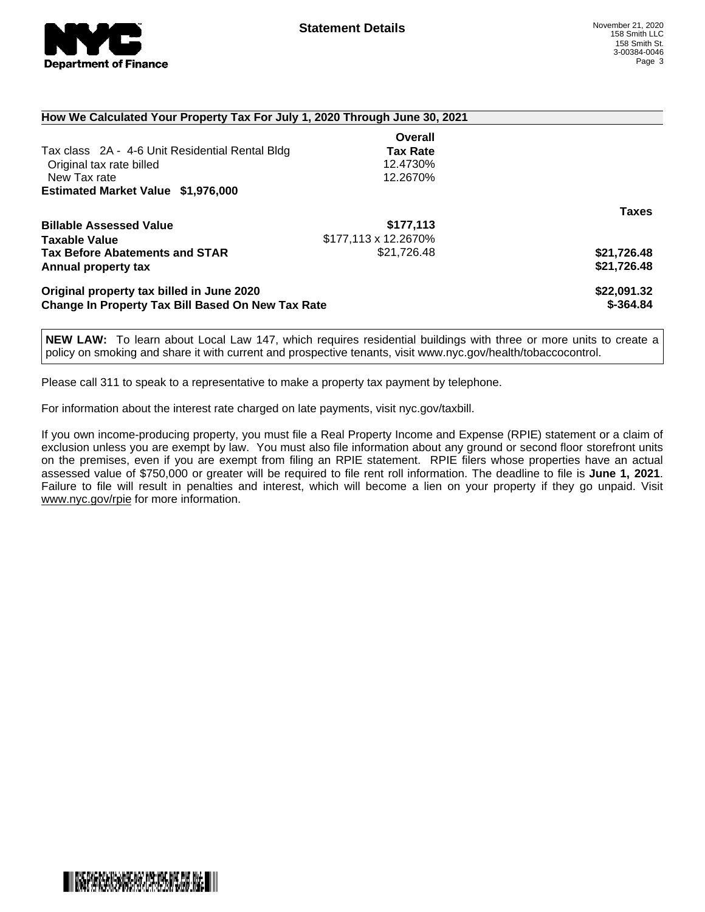**Statement Details**

November 21, 2020
158 Smith LLC
158 Smith St.
3-00384-0046

## How We Calculated Your Property Tax For July 1, 2020 Through June 30, 2021

| | Overall Tax Rate | Taxes |
|---|---|---|
| Tax class 2A - 4-6 Unit Residential Rental Bldg | | |
| Original tax rate billed | 12.4730% | |
| New Tax rate | 12.2670% | |
| **Estimated Market Value $1,976,000** | | |
| **Billable Assessed Value** | **$177,113** | |
| **Taxable Value** | $177,113 x 12.2670% | |
| **Tax Before Abatements and STAR** | $21,726.48 | **$21,726.48** |
| **Annual property tax** | | **$21,726.48** |
| **Original property tax billed in June 2020** | | **$22,091.32** |
| **Change In Property Tax Bill Based On New Tax Rate** | | **$-364.84** |

**NEW LAW:** To learn about Local Law 147, which requires residential buildings with three or more units to create a policy on smoking and share it with current and prospective tenants, visit www.nyc.gov/health/tobaccocontrol.

Please call 311 to speak to a representative to make a property tax payment by telephone.

For information about the interest rate charged on late payments, visit nyc.gov/taxbill.

If you own income-producing property, you must file a Real Property Income and Expense (RPIE) statement or a claim of exclusion unless you are exempt by law. You must also file information about any ground or second floor storefront units on the premises, even if you are exempt from filing an RPIE statement. RPIE filers whose properties have an actual assessed value of $750,000 or greater will be required to file rent roll information. The deadline to file is **June 1, 2021**. Failure to file will result in penalties and interest, which will become a lien on your property if they go unpaid. Visit www.nyc.gov/rpie for more information.